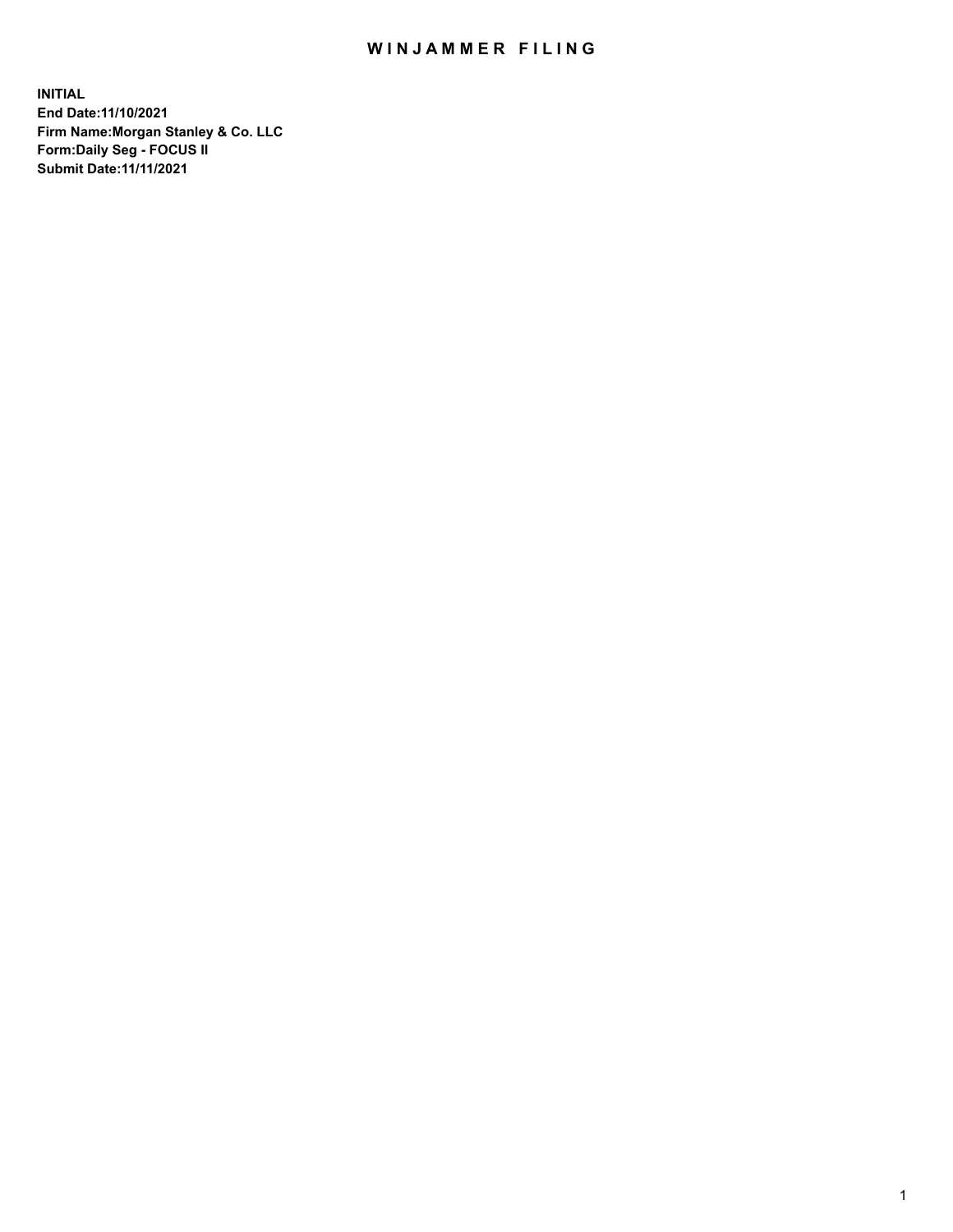# WINJAMMER FILING

**INITIAL**
**End Date:11/10/2021**
**Firm Name:Morgan Stanley & Co. LLC**
**Form:Daily Seg - FOCUS II**
**Submit Date:11/11/2021**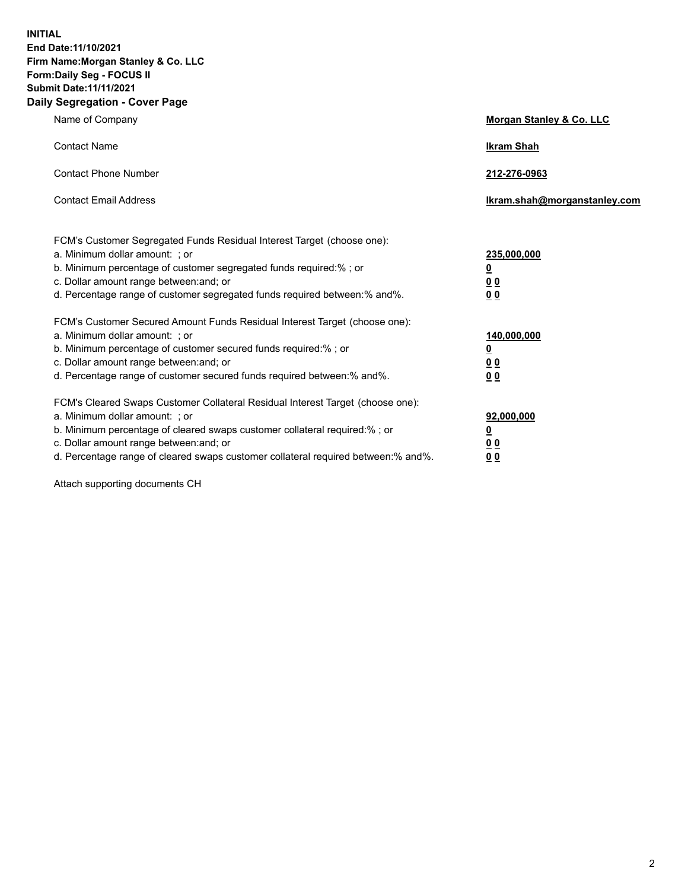**INITIAL**
**End Date:11/10/2021**
**Firm Name:Morgan Stanley & Co. LLC**
**Form:Daily Seg - FOCUS II**
**Submit Date:11/11/2021**

## Daily Segregation - Cover Page

| | |
|---|---|
| Name of Company | **Morgan Stanley & Co. LLC** |
| Contact Name | **Ikram Shah** |
| Contact Phone Number | **212-276-0963** |
| Contact Email Address | **Ikram.shah@morganstanley.com** |

| | |
|---|---|
| FCM's Customer Segregated Funds Residual Interest Target (choose one): | |
| a. Minimum dollar amount: ; or | **235,000,000** |
| b. Minimum percentage of customer segregated funds required:% ; or | **0** |
| c. Dollar amount range between:and; or | **0 0** |
| d. Percentage range of customer segregated funds required between:% and%. | **0 0** |
| FCM's Customer Secured Amount Funds Residual Interest Target (choose one): | |
| a. Minimum dollar amount: ; or | **140,000,000** |
| b. Minimum percentage of customer secured funds required:% ; or | **0** |
| c. Dollar amount range between:and; or | **0 0** |
| d. Percentage range of customer secured funds required between:% and%. | **0 0** |
| FCM's Cleared Swaps Customer Collateral Residual Interest Target (choose one): | |
| a. Minimum dollar amount: ; or | **92,000,000** |
| b. Minimum percentage of cleared swaps customer collateral required:% ; or | **0** |
| c. Dollar amount range between:and; or | **0 0** |
| d. Percentage range of cleared swaps customer collateral required between:% and%. | **0 0** |

Attach supporting documents CH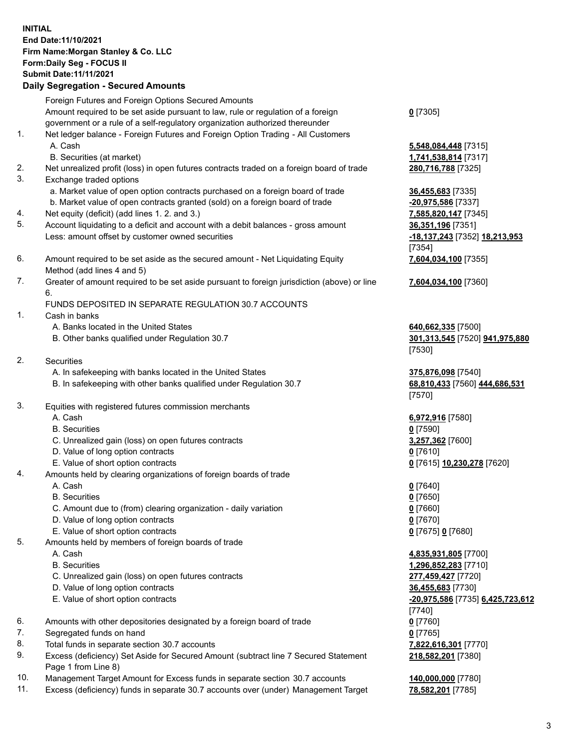**INITIAL**
**End Date:11/10/2021**
**Firm Name:Morgan Stanley & Co. LLC**
**Form:Daily Seg - FOCUS II**
**Submit Date:11/11/2021**

### Daily Segregation - Secured Amounts

| | | |
|---|---|---|
| | Foreign Futures and Foreign Options Secured Amounts | |
| | Amount required to be set aside pursuant to law, rule or regulation of a foreign government or a rule of a self-regulatory organization authorized thereunder | **0** [7305] |
| 1. | Net ledger balance - Foreign Futures and Foreign Option Trading - All Customers | |
| | A. Cash | **5,548,084,448** [7315] |
| | B. Securities (at market) | **1,741,538,814** [7317] |
| 2. | Net unrealized profit (loss) in open futures contracts traded on a foreign board of trade | **280,716,788** [7325] |
| 3. | Exchange traded options | |
| | a. Market value of open option contracts purchased on a foreign board of trade | **36,455,683** [7335] |
| | b. Market value of open contracts granted (sold) on a foreign board of trade | **-20,975,586** [7337] |
| 4. | Net equity (deficit) (add lines 1. 2. and 3.) | **7,585,820,147** [7345] |
| 5. | Account liquidating to a deficit and account with a debit balances - gross amount | **36,351,196** [7351] |
| | Less: amount offset by customer owned securities | **-18,137,243** [7352] **18,213,953** [7354] |
| 6. | Amount required to be set aside as the secured amount - Net Liquidating Equity Method (add lines 4 and 5) | **7,604,034,100** [7355] |
| 7. | Greater of amount required to be set aside pursuant to foreign jurisdiction (above) or line 6. | **7,604,034,100** [7360] |
| | FUNDS DEPOSITED IN SEPARATE REGULATION 30.7 ACCOUNTS | |
| 1. | Cash in banks | |
| | A. Banks located in the United States | **640,662,335** [7500] |
| | B. Other banks qualified under Regulation 30.7 | **301,313,545** [7520] **941,975,880** [7530] |
| 2. | Securities | |
| | A. In safekeeping with banks located in the United States | **375,876,098** [7540] |
| | B. In safekeeping with other banks qualified under Regulation 30.7 | **68,810,433** [7560] **444,686,531** [7570] |
| 3. | Equities with registered futures commission merchants | |
| | A. Cash | **6,972,916** [7580] |
| | B. Securities | **0** [7590] |
| | C. Unrealized gain (loss) on open futures contracts | **3,257,362** [7600] |
| | D. Value of long option contracts | **0** [7610] |
| | E. Value of short option contracts | **0** [7615] **10,230,278** [7620] |
| 4. | Amounts held by clearing organizations of foreign boards of trade | |
| | A. Cash | **0** [7640] |
| | B. Securities | **0** [7650] |
| | C. Amount due to (from) clearing organization - daily variation | **0** [7660] |
| | D. Value of long option contracts | **0** [7670] |
| | E. Value of short option contracts | **0** [7675] **0** [7680] |
| 5. | Amounts held by members of foreign boards of trade | |
| | A. Cash | **4,835,931,805** [7700] |
| | B. Securities | **1,296,852,283** [7710] |
| | C. Unrealized gain (loss) on open futures contracts | **277,459,427** [7720] |
| | D. Value of long option contracts | **36,455,683** [7730] |
| | E. Value of short option contracts | **-20,975,586** [7735] **6,425,723,612** [7740] |
| 6. | Amounts with other depositories designated by a foreign board of trade | **0** [7760] |
| 7. | Segregated funds on hand | **0** [7765] |
| 8. | Total funds in separate section 30.7 accounts | **7,822,616,301** [7770] |
| 9. | Excess (deficiency) Set Aside for Secured Amount (subtract line 7 Secured Statement Page 1 from Line 8) | **218,582,201** [7380] |
| 10. | Management Target Amount for Excess funds in separate section 30.7 accounts | **140,000,000** [7780] |
| 11. | Excess (deficiency) funds in separate 30.7 accounts over (under) Management Target | **78,582,201** [7785] |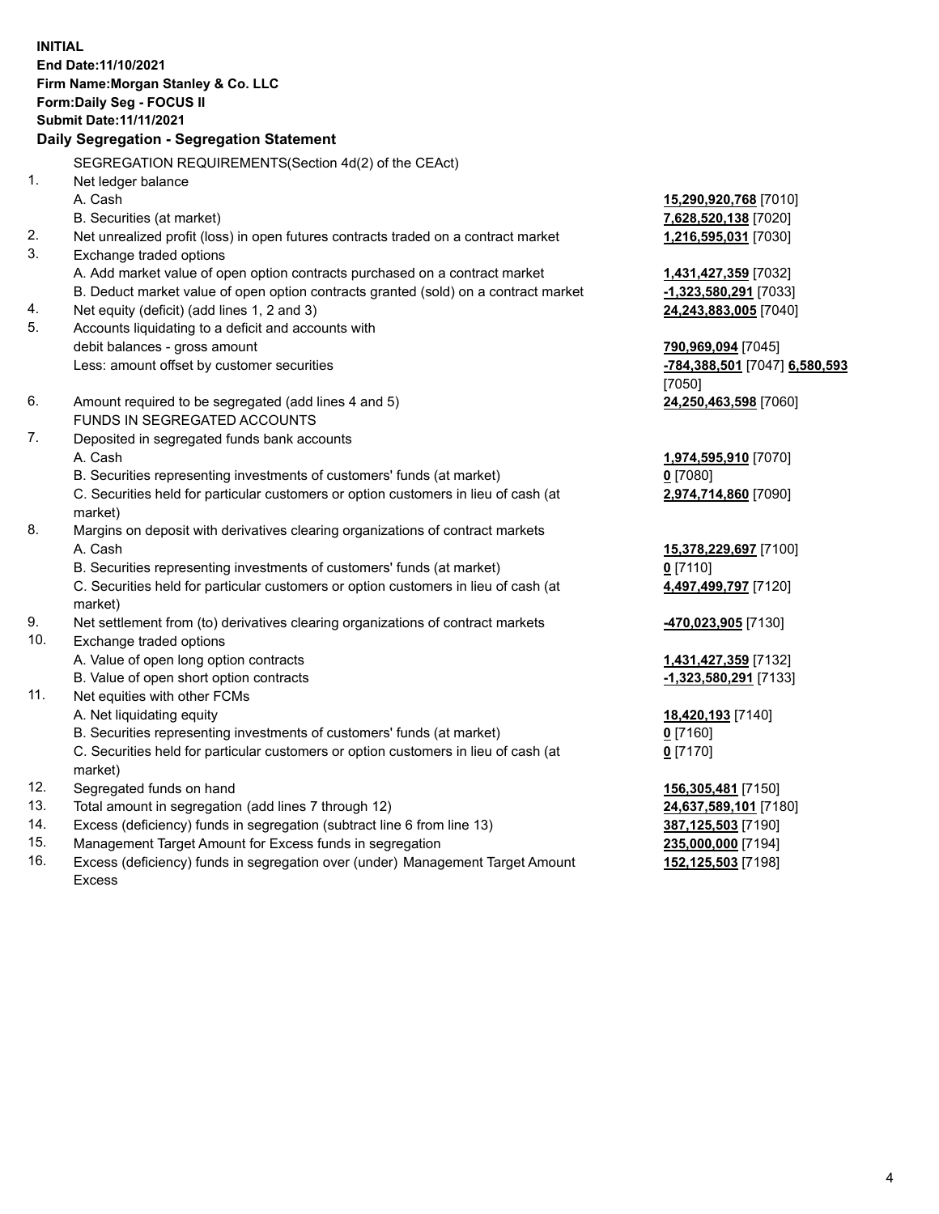**INITIAL**
**End Date:11/10/2021**
**Firm Name:Morgan Stanley & Co. LLC**
**Form:Daily Seg - FOCUS II**
**Submit Date:11/11/2021**

**Daily Segregation - Segregation Statement**

SEGREGATION REQUIREMENTS(Section 4d(2) of the CEAct)

| | | |
|---|---|---|
| 1. | Net ledger balance | |
| | A. Cash | **15,290,920,768** [7010] |
| | B. Securities (at market) | **7,628,520,138** [7020] |
| 2. | Net unrealized profit (loss) in open futures contracts traded on a contract market | **1,216,595,031** [7030] |
| 3. | Exchange traded options | |
| | A. Add market value of open option contracts purchased on a contract market | **1,431,427,359** [7032] |
| | B. Deduct market value of open option contracts granted (sold) on a contract market | **-1,323,580,291** [7033] |
| 4. | Net equity (deficit) (add lines 1, 2 and 3) | **24,243,883,005** [7040] |
| 5. | Accounts liquidating to a deficit and accounts with debit balances - gross amount | **790,969,094** [7045] |
| | Less: amount offset by customer securities | **-784,388,501** [7047] **6,580,593** [7050] |
| 6. | Amount required to be segregated (add lines 4 and 5) | **24,250,463,598** [7060] |
| | FUNDS IN SEGREGATED ACCOUNTS | |
| 7. | Deposited in segregated funds bank accounts | |
| | A. Cash | **1,974,595,910** [7070] |
| | B. Securities representing investments of customers' funds (at market) | **0** [7080] |
| | C. Securities held for particular customers or option customers in lieu of cash (at market) | **2,974,714,860** [7090] |
| 8. | Margins on deposit with derivatives clearing organizations of contract markets | |
| | A. Cash | **15,378,229,697** [7100] |
| | B. Securities representing investments of customers' funds (at market) | **0** [7110] |
| | C. Securities held for particular customers or option customers in lieu of cash (at market) | **4,497,499,797** [7120] |
| 9. | Net settlement from (to) derivatives clearing organizations of contract markets | **-470,023,905** [7130] |
| 10. | Exchange traded options | |
| | A. Value of open long option contracts | **1,431,427,359** [7132] |
| | B. Value of open short option contracts | **-1,323,580,291** [7133] |
| 11. | Net equities with other FCMs | |
| | A. Net liquidating equity | **18,420,193** [7140] |
| | B. Securities representing investments of customers' funds (at market) | **0** [7160] |
| | C. Securities held for particular customers or option customers in lieu of cash (at market) | **0** [7170] |
| 12. | Segregated funds on hand | **156,305,481** [7150] |
| 13. | Total amount in segregation (add lines 7 through 12) | **24,637,589,101** [7180] |
| 14. | Excess (deficiency) funds in segregation (subtract line 6 from line 13) | **387,125,503** [7190] |
| 15. | Management Target Amount for Excess funds in segregation | **235,000,000** [7194] |
| 16. | Excess (deficiency) funds in segregation over (under) Management Target Amount Excess | **152,125,503** [7198] |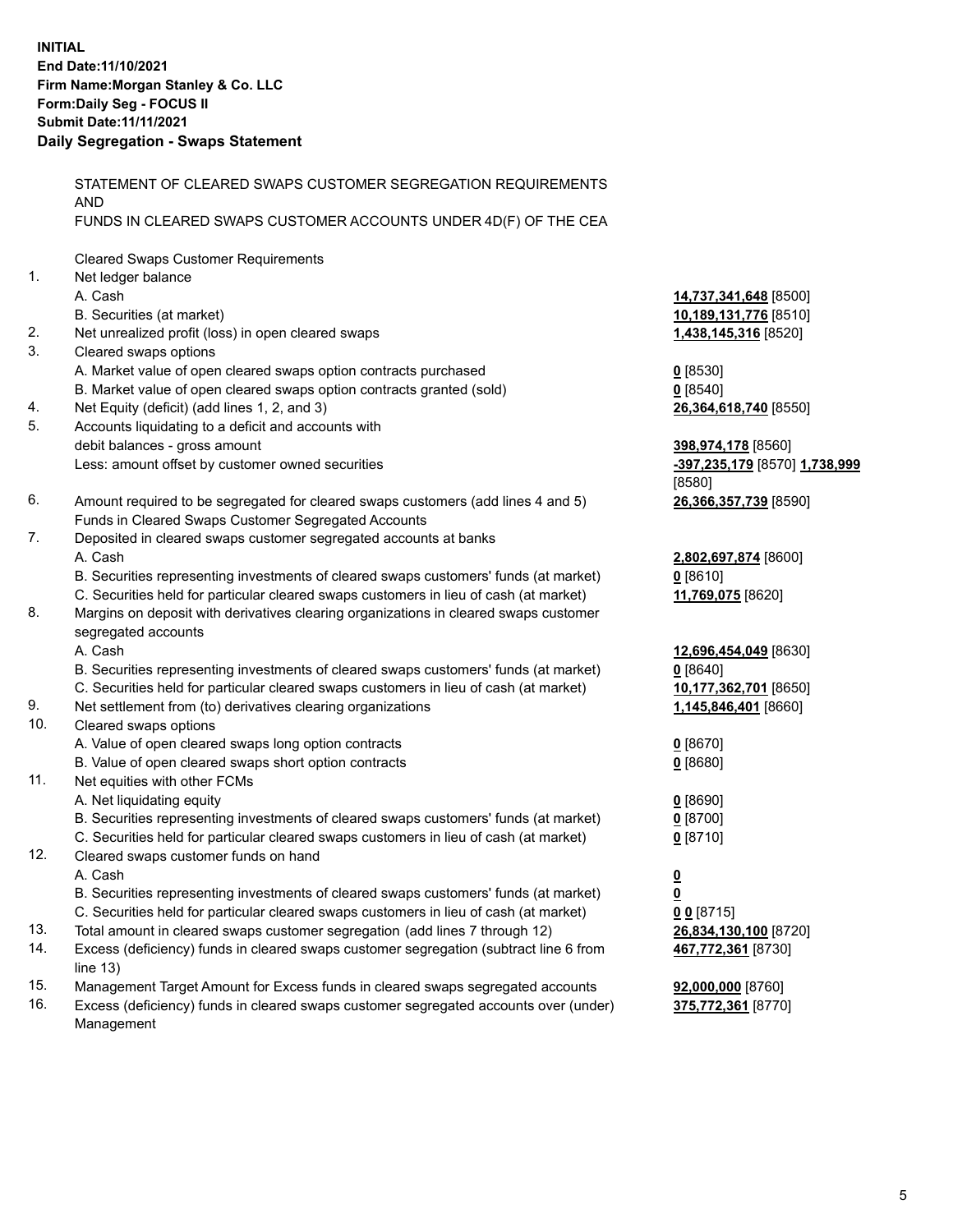**INITIAL**
**End Date:11/10/2021**
**Firm Name:Morgan Stanley & Co. LLC**
**Form:Daily Seg - FOCUS II**
**Submit Date:11/11/2021**
**Daily Segregation - Swaps Statement**

STATEMENT OF CLEARED SWAPS CUSTOMER SEGREGATION REQUIREMENTS AND FUNDS IN CLEARED SWAPS CUSTOMER ACCOUNTS UNDER 4D(F) OF THE CEA

| | | |
|---|---|---|
| | Cleared Swaps Customer Requirements | |
| 1. | Net ledger balance | |
| | A. Cash | **14,737,341,648** [8500] |
| | B. Securities (at market) | **10,189,131,776** [8510] |
| 2. | Net unrealized profit (loss) in open cleared swaps | **1,438,145,316** [8520] |
| 3. | Cleared swaps options | |
| | A. Market value of open cleared swaps option contracts purchased | **0** [8530] |
| | B. Market value of open cleared swaps option contracts granted (sold) | **0** [8540] |
| 4. | Net Equity (deficit) (add lines 1, 2, and 3) | **26,364,618,740** [8550] |
| 5. | Accounts liquidating to a deficit and accounts with debit balances - gross amount | **398,974,178** [8560] |
| | Less: amount offset by customer owned securities | **-397,235,179** [8570] **1,738,999** [8580] |
| 6. | Amount required to be segregated for cleared swaps customers (add lines 4 and 5) | **26,366,357,739** [8590] |
| | Funds in Cleared Swaps Customer Segregated Accounts | |
| 7. | Deposited in cleared swaps customer segregated accounts at banks | |
| | A. Cash | **2,802,697,874** [8600] |
| | B. Securities representing investments of cleared swaps customers' funds (at market) | **0** [8610] |
| | C. Securities held for particular cleared swaps customers in lieu of cash (at market) | **11,769,075** [8620] |
| 8. | Margins on deposit with derivatives clearing organizations in cleared swaps customer segregated accounts | |
| | A. Cash | **12,696,454,049** [8630] |
| | B. Securities representing investments of cleared swaps customers' funds (at market) | **0** [8640] |
| | C. Securities held for particular cleared swaps customers in lieu of cash (at market) | **10,177,362,701** [8650] |
| 9. | Net settlement from (to) derivatives clearing organizations | **1,145,846,401** [8660] |
| 10. | Cleared swaps options | |
| | A. Value of open cleared swaps long option contracts | **0** [8670] |
| | B. Value of open cleared swaps short option contracts | **0** [8680] |
| 11. | Net equities with other FCMs | |
| | A. Net liquidating equity | **0** [8690] |
| | B. Securities representing investments of cleared swaps customers' funds (at market) | **0** [8700] |
| | C. Securities held for particular cleared swaps customers in lieu of cash (at market) | **0** [8710] |
| 12. | Cleared swaps customer funds on hand | |
| | A. Cash | **0** |
| | B. Securities representing investments of cleared swaps customers' funds (at market) | **0** |
| | C. Securities held for particular cleared swaps customers in lieu of cash (at market) | **0** **0** [8715] |
| 13. | Total amount in cleared swaps customer segregation (add lines 7 through 12) | **26,834,130,100** [8720] |
| 14. | Excess (deficiency) funds in cleared swaps customer segregation (subtract line 6 from line 13) | **467,772,361** [8730] |
| 15. | Management Target Amount for Excess funds in cleared swaps segregated accounts | **92,000,000** [8760] |
| 16. | Excess (deficiency) funds in cleared swaps customer segregated accounts over (under) Management | **375,772,361** [8770] |